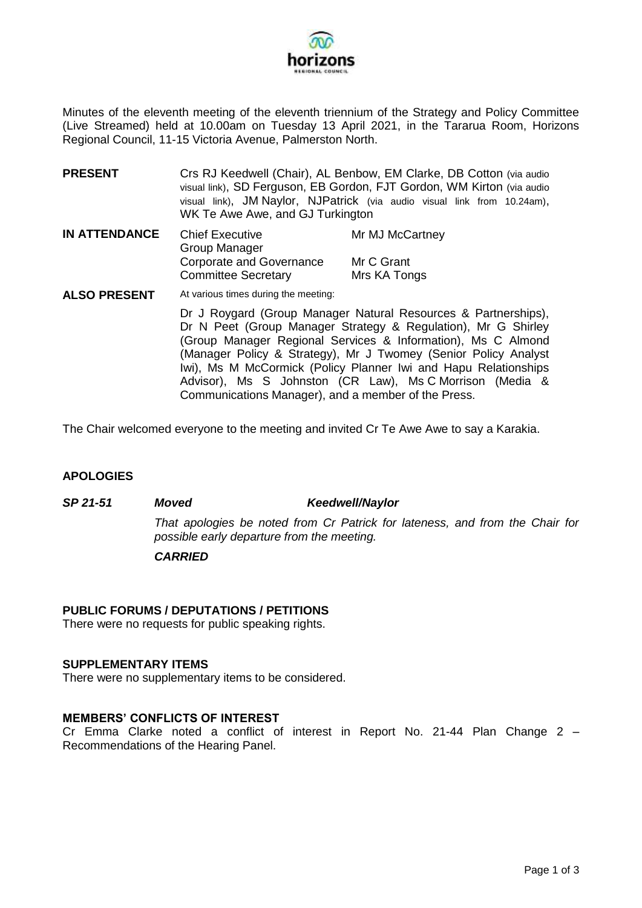Minutes of the eleventh meeting of the eleventh triennium of the Strategy and Policy Committee (Live Streamed) held at 10.00am on Tuesday 13 April 2021, in the Tararua Room, Horizons Regional Council, 11-15 Victoria Avenue, Palmerston North.

| | | |
|---|---|---|
| **PRESENT** | Crs RJ Keedwell (Chair), AL Benbow, EM Clarke, DB Cotton (via audio visual link), SD Ferguson, EB Gordon, FJT Gordon, WM Kirton (via audio visual link), JM Naylor, NJPatrick (via audio visual link from 10.24am), WK Te Awe Awe, and GJ Turkington | |
| **IN ATTENDANCE** | Chief Executive | Mr MJ McCartney |
| | Group Manager Corporate and Governance | Mr C Grant |
| | Committee Secretary | Mrs KA Tongs |
| **ALSO PRESENT** | At various times during the meeting: Dr J Roygard (Group Manager Natural Resources & Partnerships), Dr N Peet (Group Manager Strategy & Regulation), Mr G Shirley (Group Manager Regional Services & Information), Ms C Almond (Manager Policy & Strategy), Mr J Twomey (Senior Policy Analyst Iwi), Ms M McCormick (Policy Planner Iwi and Hapu Relationships Advisor), Ms S Johnston (CR Law), Ms C Morrison (Media & Communications Manager), and a member of the Press. | |

The Chair welcomed everyone to the meeting and invited Cr Te Awe Awe to say a Karakia.

## APOLOGIES

***SP 21-51*** ***Moved*** ***Keedwell/Naylor***

*That apologies be noted from Cr Patrick for lateness, and from the Chair for possible early departure from the meeting.*

***CARRIED***

## PUBLIC FORUMS / DEPUTATIONS / PETITIONS

There were no requests for public speaking rights.

## SUPPLEMENTARY ITEMS

There were no supplementary items to be considered.

## MEMBERS' CONFLICTS OF INTEREST

Cr Emma Clarke noted a conflict of interest in Report No. 21-44 Plan Change 2 – Recommendations of the Hearing Panel.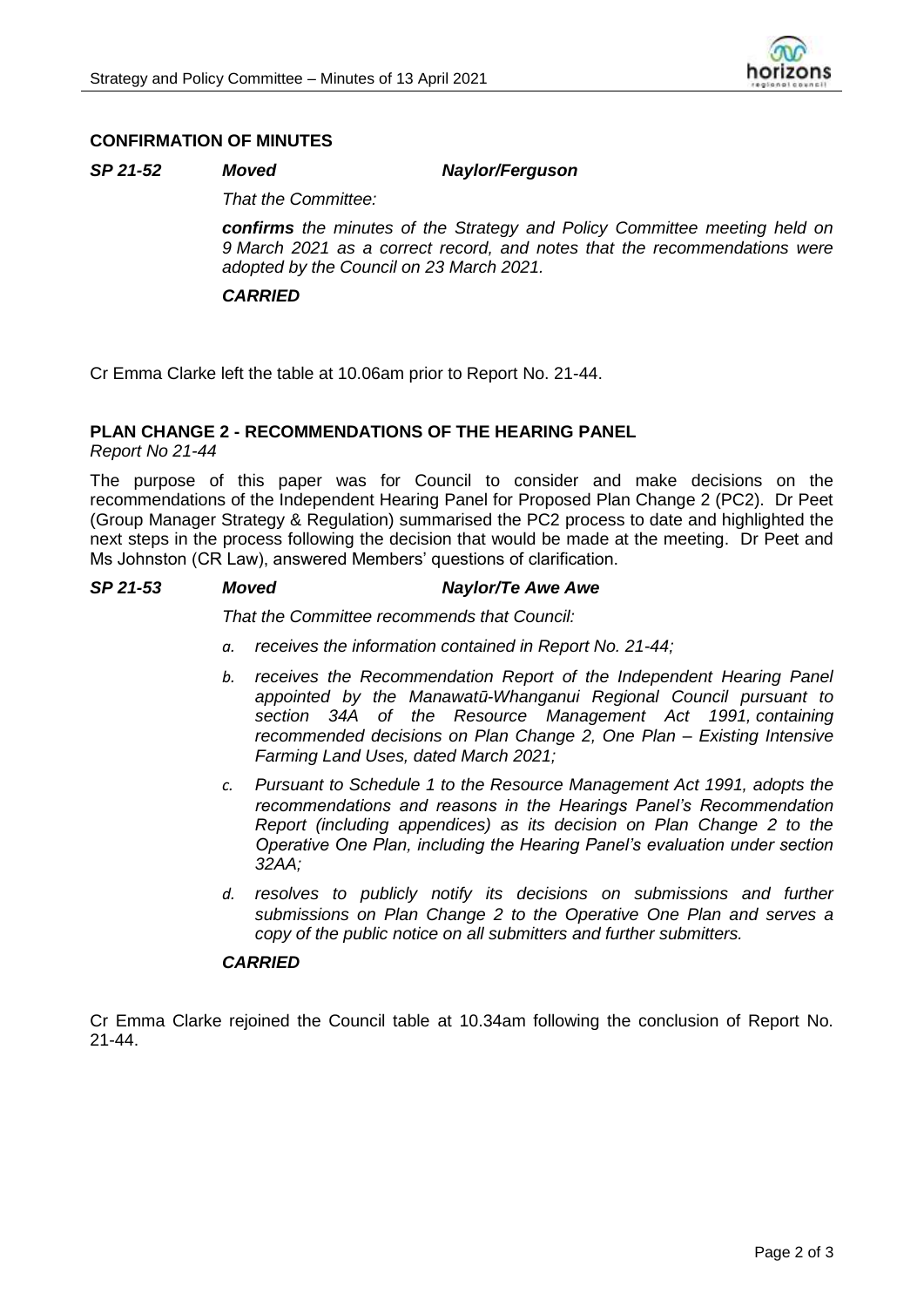## CONFIRMATION OF MINUTES

***SP 21-52*** ***Moved*** ***Naylor/Ferguson***

*That the Committee:*

***confirms*** *the minutes of the Strategy and Policy Committee meeting held on 9 March 2021 as a correct record, and notes that the recommendations were adopted by the Council on 23 March 2021.*

***CARRIED***

Cr Emma Clarke left the table at 10.06am prior to Report No. 21-44.

## PLAN CHANGE 2 - RECOMMENDATIONS OF THE HEARING PANEL

*Report No 21-44*

The purpose of this paper was for Council to consider and make decisions on the recommendations of the Independent Hearing Panel for Proposed Plan Change 2 (PC2). Dr Peet (Group Manager Strategy & Regulation) summarised the PC2 process to date and highlighted the next steps in the process following the decision that would be made at the meeting. Dr Peet and Ms Johnston (CR Law), answered Members' questions of clarification.

***SP 21-53*** ***Moved*** ***Naylor/Te Awe Awe***

*That the Committee recommends that Council:*

*a. receives the information contained in Report No. 21-44;*

*b. receives the Recommendation Report of the Independent Hearing Panel appointed by the Manawatū-Whanganui Regional Council pursuant to section 34A of the Resource Management Act 1991, containing recommended decisions on Plan Change 2, One Plan – Existing Intensive Farming Land Uses, dated March 2021;*

*c. Pursuant to Schedule 1 to the Resource Management Act 1991, adopts the recommendations and reasons in the Hearings Panel's Recommendation Report (including appendices) as its decision on Plan Change 2 to the Operative One Plan, including the Hearing Panel's evaluation under section 32AA;*

*d. resolves to publicly notify its decisions on submissions and further submissions on Plan Change 2 to the Operative One Plan and serves a copy of the public notice on all submitters and further submitters.*

***CARRIED***

Cr Emma Clarke rejoined the Council table at 10.34am following the conclusion of Report No. 21-44.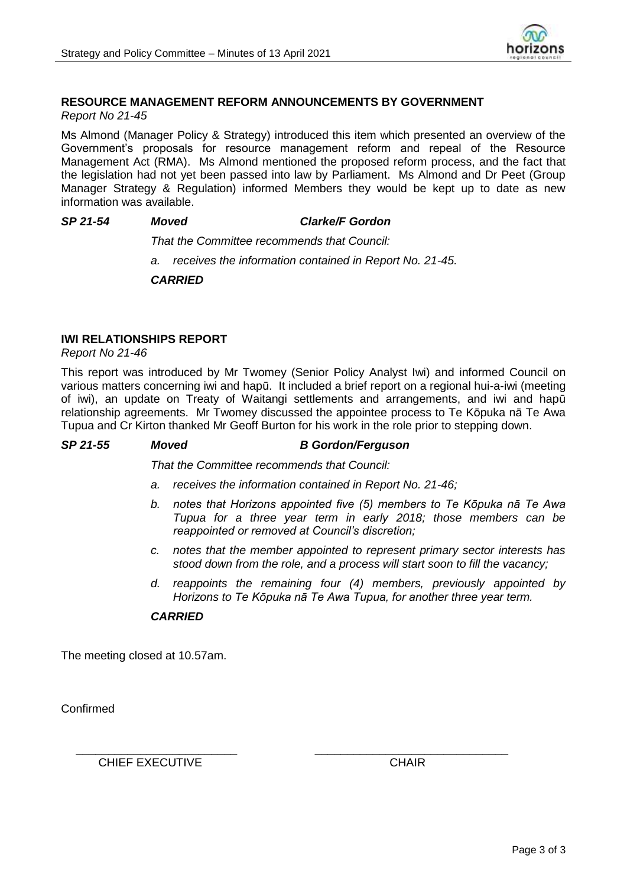## RESOURCE MANAGEMENT REFORM ANNOUNCEMENTS BY GOVERNMENT

*Report No 21-45*

Ms Almond (Manager Policy & Strategy) introduced this item which presented an overview of the Government's proposals for resource management reform and repeal of the Resource Management Act (RMA). Ms Almond mentioned the proposed reform process, and the fact that the legislation had not yet been passed into law by Parliament. Ms Almond and Dr Peet (Group Manager Strategy & Regulation) informed Members they would be kept up to date as new information was available.

***SP 21-54*** ***Moved*** ***Clarke/F Gordon***

*That the Committee recommends that Council:*

*a. receives the information contained in Report No. 21-45.*

***CARRIED***

## IWI RELATIONSHIPS REPORT

*Report No 21-46*

This report was introduced by Mr Twomey (Senior Policy Analyst Iwi) and informed Council on various matters concerning iwi and hapū. It included a brief report on a regional hui-a-iwi (meeting of iwi), an update on Treaty of Waitangi settlements and arrangements, and iwi and hapū relationship agreements. Mr Twomey discussed the appointee process to Te Kōpuka nā Te Awa Tupua and Cr Kirton thanked Mr Geoff Burton for his work in the role prior to stepping down.

***SP 21-55*** ***Moved*** ***B Gordon/Ferguson***

*That the Committee recommends that Council:*

*a. receives the information contained in Report No. 21-46;*

*b. notes that Horizons appointed five (5) members to Te Kōpuka nā Te Awa Tupua for a three year term in early 2018; those members can be reappointed or removed at Council's discretion;*

*c. notes that the member appointed to represent primary sector interests has stood down from the role, and a process will start soon to fill the vacancy;*

*d. reappoints the remaining four (4) members, previously appointed by Horizons to Te Kōpuka nā Te Awa Tupua, for another three year term.*

***CARRIED***

The meeting closed at 10.57am.

Confirmed

\_\_\_\_\_\_\_\_\_\_\_\_\_\_\_\_\_\_\_\_\_\_\_\_\_\_ \_\_\_\_\_\_\_\_\_\_\_\_\_\_\_\_\_\_\_\_\_\_\_\_\_\_\_\_\_\_

CHIEF EXECUTIVE CHAIR